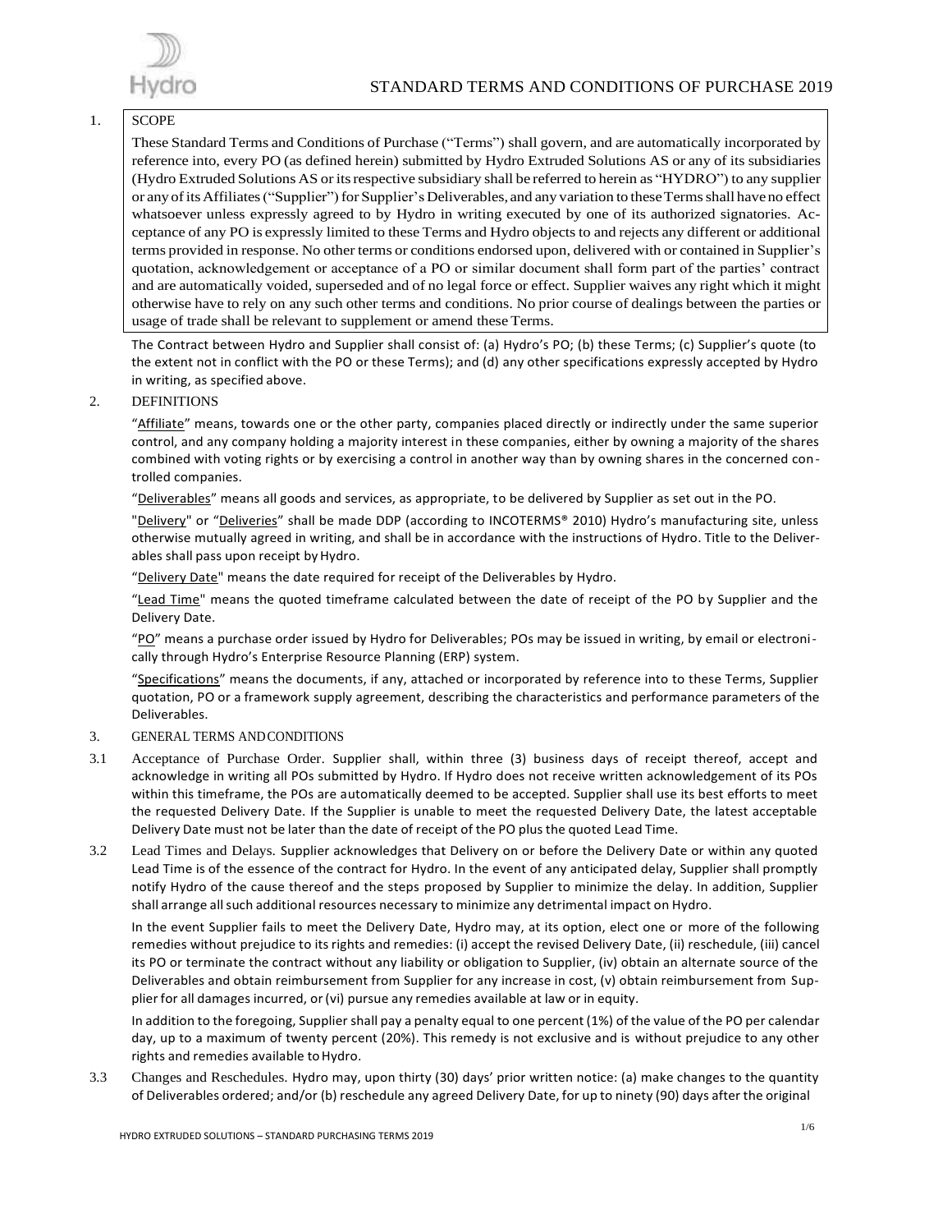# STANDARD TERMS AND CONDITIONS OF PURCHASE 2019

## 1. SCOPE

These Standard Terms and Conditions of Purchase ("Terms") shall govern, and are automatically incorporated by reference into, every PO (as defined herein) submitted by Hydro Extruded Solutions AS or any of its subsidiaries (Hydro Extruded Solutions AS or its respective subsidiary shall be referred to herein as "HYDRO") to any supplier or any of its Affiliates ("Supplier") for Supplier's Deliverables, and any variation to these Terms shall have no effect whatsoever unless expressly agreed to by Hydro in writing executed by one of its authorized signatories. Acceptance of any PO is expressly limited to these Terms and Hydro objects to and rejects any different or additional terms provided in response. No other terms or conditions endorsed upon, delivered with or contained in Supplier's quotation, acknowledgement or acceptance of a PO or similar document shall form part of the parties' contract and are automatically voided, superseded and of no legal force or effect. Supplier waives any right which it might otherwise have to rely on any such other terms and conditions. No prior course of dealings between the parties or usage of trade shall be relevant to supplement or amend these Terms.

The Contract between Hydro and Supplier shall consist of: (a) Hydro's PO; (b) these Terms; (c) Supplier's quote (to the extent not in conflict with the PO or these Terms); and (d) any other specifications expressly accepted by Hydro in writing, as specified above.

## 2. DEFINITIONS

"Affiliate" means, towards one or the other party, companies placed directly or indirectly under the same superior control, and any company holding a majority interest in these companies, either by owning a majority of the shares combined with voting rights or by exercising a control in another way than by owning shares in the concerned controlled companies.

"Deliverables" means all goods and services, as appropriate, to be delivered by Supplier as set out in the PO.

"Delivery" or "Deliveries" shall be made DDP (according to INCOTERMS® 2010) Hydro's manufacturing site, unless otherwise mutually agreed in writing, and shall be in accordance with the instructions of Hydro. Title to the Deliverables shall pass upon receipt by Hydro.

"Delivery Date" means the date required for receipt of the Deliverables by Hydro.

"Lead Time" means the quoted timeframe calculated between the date of receipt of the PO by Supplier and the Delivery Date.

"PO" means a purchase order issued by Hydro for Deliverables; POs may be issued in writing, by email or electronically through Hydro's Enterprise Resource Planning (ERP) system.

"Specifications" means the documents, if any, attached or incorporated by reference into to these Terms, Supplier quotation, PO or a framework supply agreement, describing the characteristics and performance parameters of the Deliverables.

## 3. GENERAL TERMS AND CONDITIONS

3.1 Acceptance of Purchase Order. Supplier shall, within three (3) business days of receipt thereof, accept and acknowledge in writing all POs submitted by Hydro. If Hydro does not receive written acknowledgement of its POs within this timeframe, the POs are automatically deemed to be accepted. Supplier shall use its best efforts to meet the requested Delivery Date. If the Supplier is unable to meet the requested Delivery Date, the latest acceptable Delivery Date must not be later than the date of receipt of the PO plus the quoted Lead Time.

3.2 Lead Times and Delays. Supplier acknowledges that Delivery on or before the Delivery Date or within any quoted Lead Time is of the essence of the contract for Hydro. In the event of any anticipated delay, Supplier shall promptly notify Hydro of the cause thereof and the steps proposed by Supplier to minimize the delay. In addition, Supplier shall arrange all such additional resources necessary to minimize any detrimental impact on Hydro.

In the event Supplier fails to meet the Delivery Date, Hydro may, at its option, elect one or more of the following remedies without prejudice to its rights and remedies: (i) accept the revised Delivery Date, (ii) reschedule, (iii) cancel its PO or terminate the contract without any liability or obligation to Supplier, (iv) obtain an alternate source of the Deliverables and obtain reimbursement from Supplier for any increase in cost, (v) obtain reimbursement from Supplier for all damages incurred, or (vi) pursue any remedies available at law or in equity.

In addition to the foregoing, Supplier shall pay a penalty equal to one percent (1%) of the value of the PO per calendar day, up to a maximum of twenty percent (20%). This remedy is not exclusive and is without prejudice to any other rights and remedies available to Hydro.

3.3 Changes and Reschedules. Hydro may, upon thirty (30) days' prior written notice: (a) make changes to the quantity of Deliverables ordered; and/or (b) reschedule any agreed Delivery Date, for up to ninety (90) days after the original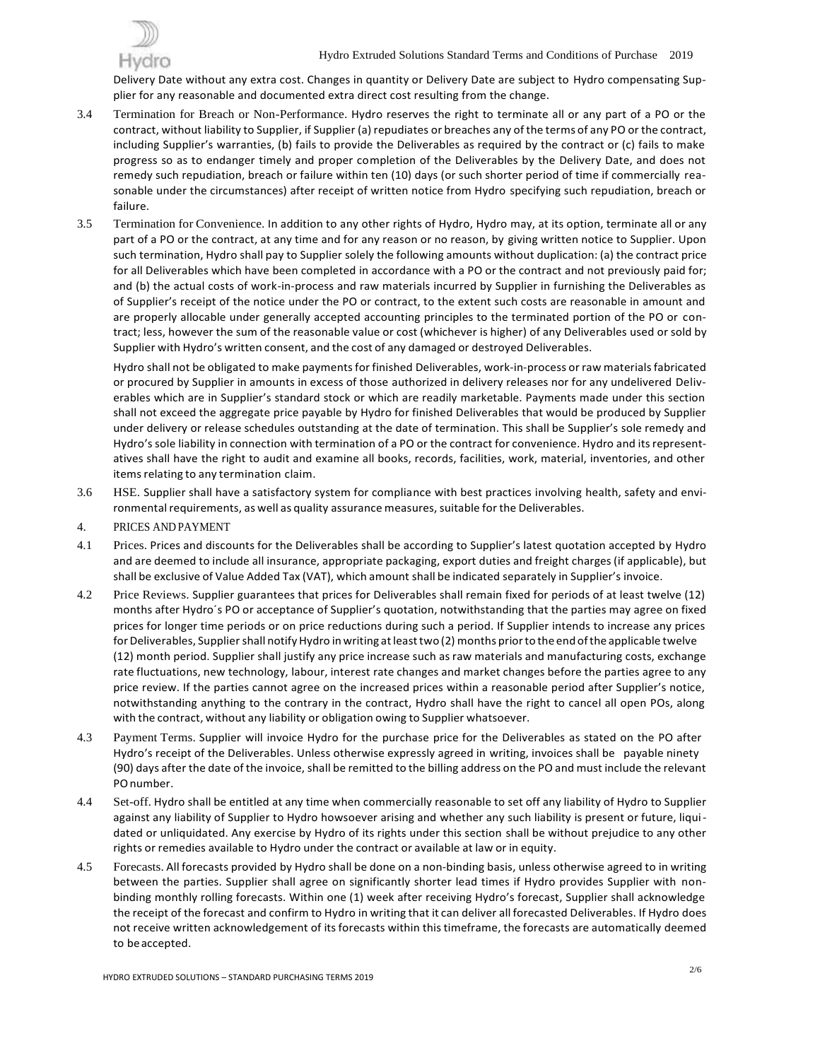Delivery Date without any extra cost. Changes in quantity or Delivery Date are subject to Hydro compensating Supplier for any reasonable and documented extra direct cost resulting from the change.

3.4 Termination for Breach or Non-Performance. Hydro reserves the right to terminate all or any part of a PO or the contract, without liability to Supplier, if Supplier (a) repudiates or breaches any of the terms of any PO or the contract, including Supplier's warranties, (b) fails to provide the Deliverables as required by the contract or (c) fails to make progress so as to endanger timely and proper completion of the Deliverables by the Delivery Date, and does not remedy such repudiation, breach or failure within ten (10) days (or such shorter period of time if commercially reasonable under the circumstances) after receipt of written notice from Hydro specifying such repudiation, breach or failure.

3.5 Termination for Convenience. In addition to any other rights of Hydro, Hydro may, at its option, terminate all or any part of a PO or the contract, at any time and for any reason or no reason, by giving written notice to Supplier. Upon such termination, Hydro shall pay to Supplier solely the following amounts without duplication: (a) the contract price for all Deliverables which have been completed in accordance with a PO or the contract and not previously paid for; and (b) the actual costs of work-in-process and raw materials incurred by Supplier in furnishing the Deliverables as of Supplier's receipt of the notice under the PO or contract, to the extent such costs are reasonable in amount and are properly allocable under generally accepted accounting principles to the terminated portion of the PO or contract; less, however the sum of the reasonable value or cost (whichever is higher) of any Deliverables used or sold by Supplier with Hydro's written consent, and the cost of any damaged or destroyed Deliverables.

Hydro shall not be obligated to make payments for finished Deliverables, work-in-process or raw materials fabricated or procured by Supplier in amounts in excess of those authorized in delivery releases nor for any undelivered Deliverables which are in Supplier's standard stock or which are readily marketable. Payments made under this section shall not exceed the aggregate price payable by Hydro for finished Deliverables that would be produced by Supplier under delivery or release schedules outstanding at the date of termination. This shall be Supplier's sole remedy and Hydro's sole liability in connection with termination of a PO or the contract for convenience. Hydro and its representatives shall have the right to audit and examine all books, records, facilities, work, material, inventories, and other items relating to any termination claim.

3.6 HSE. Supplier shall have a satisfactory system for compliance with best practices involving health, safety and environmental requirements, as well as quality assurance measures, suitable for the Deliverables.

## 4. PRICES AND PAYMENT

4.1 Prices. Prices and discounts for the Deliverables shall be according to Supplier's latest quotation accepted by Hydro and are deemed to include all insurance, appropriate packaging, export duties and freight charges (if applicable), but shall be exclusive of Value Added Tax (VAT), which amount shall be indicated separately in Supplier's invoice.

4.2 Price Reviews. Supplier guarantees that prices for Deliverables shall remain fixed for periods of at least twelve (12) months after Hydro´s PO or acceptance of Supplier's quotation, notwithstanding that the parties may agree on fixed prices for longer time periods or on price reductions during such a period. If Supplier intends to increase any prices for Deliverables, Supplier shall notify Hydro in writing at least two (2) months prior to the end of the applicable twelve (12) month period. Supplier shall justify any price increase such as raw materials and manufacturing costs, exchange rate fluctuations, new technology, labour, interest rate changes and market changes before the parties agree to any price review. If the parties cannot agree on the increased prices within a reasonable period after Supplier's notice, notwithstanding anything to the contrary in the contract, Hydro shall have the right to cancel all open POs, along with the contract, without any liability or obligation owing to Supplier whatsoever.

4.3 Payment Terms. Supplier will invoice Hydro for the purchase price for the Deliverables as stated on the PO after Hydro's receipt of the Deliverables. Unless otherwise expressly agreed in writing, invoices shall be payable ninety (90) days after the date of the invoice, shall be remitted to the billing address on the PO and must include the relevant PO number.

4.4 Set-off. Hydro shall be entitled at any time when commercially reasonable to set off any liability of Hydro to Supplier against any liability of Supplier to Hydro howsoever arising and whether any such liability is present or future, liquidated or unliquidated. Any exercise by Hydro of its rights under this section shall be without prejudice to any other rights or remedies available to Hydro under the contract or available at law or in equity.

4.5 Forecasts. All forecasts provided by Hydro shall be done on a non-binding basis, unless otherwise agreed to in writing between the parties. Supplier shall agree on significantly shorter lead times if Hydro provides Supplier with non-binding monthly rolling forecasts. Within one (1) week after receiving Hydro's forecast, Supplier shall acknowledge the receipt of the forecast and confirm to Hydro in writing that it can deliver all forecasted Deliverables. If Hydro does not receive written acknowledgement of its forecasts within this timeframe, the forecasts are automatically deemed to be accepted.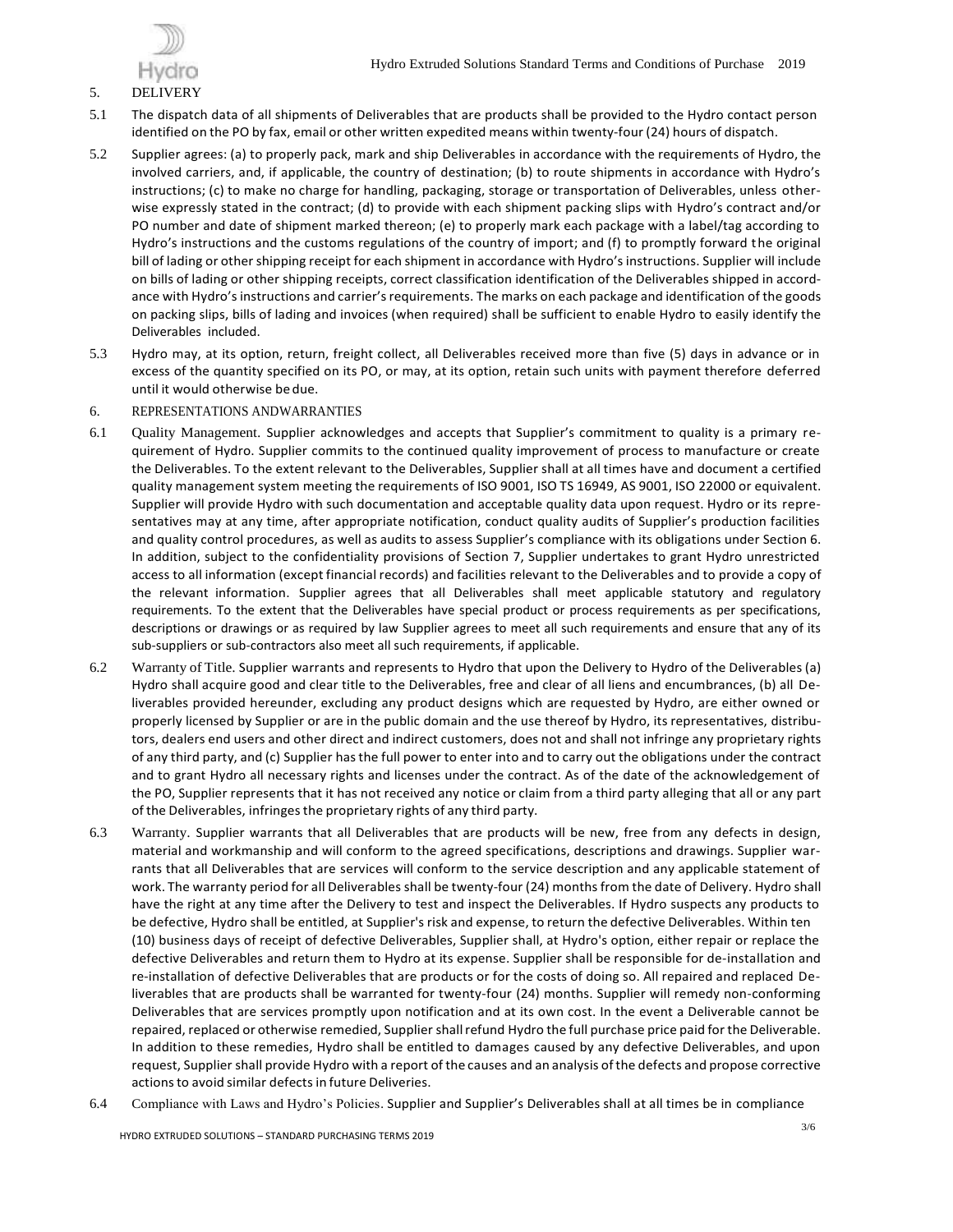## 5. DELIVERY

5.1 The dispatch data of all shipments of Deliverables that are products shall be provided to the Hydro contact person identified on the PO by fax, email or other written expedited means within twenty-four (24) hours of dispatch.

5.2 Supplier agrees: (a) to properly pack, mark and ship Deliverables in accordance with the requirements of Hydro, the involved carriers, and, if applicable, the country of destination; (b) to route shipments in accordance with Hydro's instructions; (c) to make no charge for handling, packaging, storage or transportation of Deliverables, unless otherwise expressly stated in the contract; (d) to provide with each shipment packing slips with Hydro's contract and/or PO number and date of shipment marked thereon; (e) to properly mark each package with a label/tag according to Hydro's instructions and the customs regulations of the country of import; and (f) to promptly forward the original bill of lading or other shipping receipt for each shipment in accordance with Hydro's instructions. Supplier will include on bills of lading or other shipping receipts, correct classification identification of the Deliverables shipped in accordance with Hydro's instructions and carrier's requirements. The marks on each package and identification of the goods on packing slips, bills of lading and invoices (when required) shall be sufficient to enable Hydro to easily identify the Deliverables included.

5.3 Hydro may, at its option, return, freight collect, all Deliverables received more than five (5) days in advance or in excess of the quantity specified on its PO, or may, at its option, retain such units with payment therefore deferred until it would otherwise be due.

## 6. REPRESENTATIONS ANDWARRANTIES

6.1 Quality Management. Supplier acknowledges and accepts that Supplier's commitment to quality is a primary requirement of Hydro. Supplier commits to the continued quality improvement of process to manufacture or create the Deliverables. To the extent relevant to the Deliverables, Supplier shall at all times have and document a certified quality management system meeting the requirements of ISO 9001, ISO TS 16949, AS 9001, ISO 22000 or equivalent. Supplier will provide Hydro with such documentation and acceptable quality data upon request. Hydro or its representatives may at any time, after appropriate notification, conduct quality audits of Supplier's production facilities and quality control procedures, as well as audits to assess Supplier's compliance with its obligations under Section 6. In addition, subject to the confidentiality provisions of Section 7, Supplier undertakes to grant Hydro unrestricted access to all information (except financial records) and facilities relevant to the Deliverables and to provide a copy of the relevant information. Supplier agrees that all Deliverables shall meet applicable statutory and regulatory requirements. To the extent that the Deliverables have special product or process requirements as per specifications, descriptions or drawings or as required by law Supplier agrees to meet all such requirements and ensure that any of its sub-suppliers or sub-contractors also meet all such requirements, if applicable.

6.2 Warranty of Title. Supplier warrants and represents to Hydro that upon the Delivery to Hydro of the Deliverables (a) Hydro shall acquire good and clear title to the Deliverables, free and clear of all liens and encumbrances, (b) all Deliverables provided hereunder, excluding any product designs which are requested by Hydro, are either owned or properly licensed by Supplier or are in the public domain and the use thereof by Hydro, its representatives, distributors, dealers end users and other direct and indirect customers, does not and shall not infringe any proprietary rights of any third party, and (c) Supplier has the full power to enter into and to carry out the obligations under the contract and to grant Hydro all necessary rights and licenses under the contract. As of the date of the acknowledgement of the PO, Supplier represents that it has not received any notice or claim from a third party alleging that all or any part of the Deliverables, infringes the proprietary rights of any third party.

6.3 Warranty. Supplier warrants that all Deliverables that are products will be new, free from any defects in design, material and workmanship and will conform to the agreed specifications, descriptions and drawings. Supplier warrants that all Deliverables that are services will conform to the service description and any applicable statement of work. The warranty period for all Deliverables shall be twenty-four (24) months from the date of Delivery. Hydro shall have the right at any time after the Delivery to test and inspect the Deliverables. If Hydro suspects any products to be defective, Hydro shall be entitled, at Supplier's risk and expense, to return the defective Deliverables. Within ten (10) business days of receipt of defective Deliverables, Supplier shall, at Hydro's option, either repair or replace the defective Deliverables and return them to Hydro at its expense. Supplier shall be responsible for de-installation and re-installation of defective Deliverables that are products or for the costs of doing so. All repaired and replaced Deliverables that are products shall be warranted for twenty-four (24) months. Supplier will remedy non-conforming Deliverables that are services promptly upon notification and at its own cost. In the event a Deliverable cannot be repaired, replaced or otherwise remedied, Supplier shall refund Hydro the full purchase price paid for the Deliverable. In addition to these remedies, Hydro shall be entitled to damages caused by any defective Deliverables, and upon request, Supplier shall provide Hydro with a report of the causes and an analysis of the defects and propose corrective actions to avoid similar defects in future Deliveries.

6.4 Compliance with Laws and Hydro's Policies. Supplier and Supplier's Deliverables shall at all times be in compliance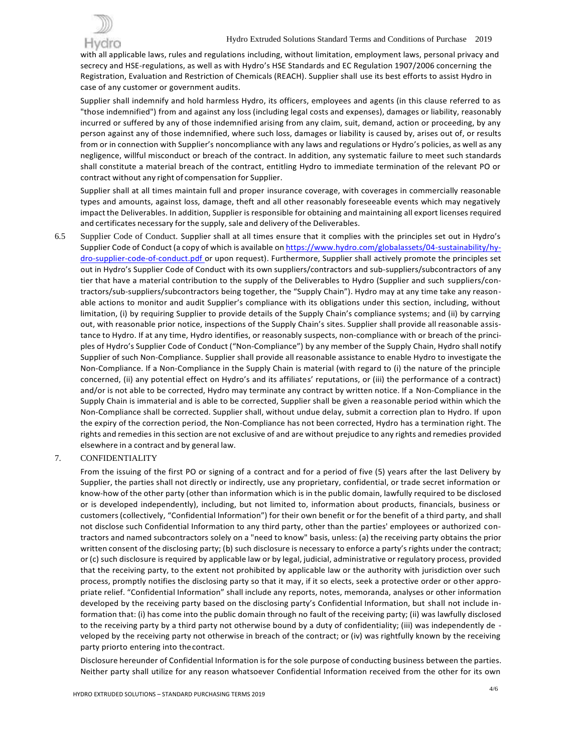with all applicable laws, rules and regulations including, without limitation, employment laws, personal privacy and secrecy and HSE-regulations, as well as with Hydro's HSE Standards and EC Regulation 1907/2006 concerning the Registration, Evaluation and Restriction of Chemicals (REACH). Supplier shall use its best efforts to assist Hydro in case of any customer or government audits.

Supplier shall indemnify and hold harmless Hydro, its officers, employees and agents (in this clause referred to as "those indemnified") from and against any loss (including legal costs and expenses), damages or liability, reasonably incurred or suffered by any of those indemnified arising from any claim, suit, demand, action or proceeding, by any person against any of those indemnified, where such loss, damages or liability is caused by, arises out of, or results from or in connection with Supplier's noncompliance with any laws and regulations or Hydro's policies, as well as any negligence, willful misconduct or breach of the contract. In addition, any systematic failure to meet such standards shall constitute a material breach of the contract, entitling Hydro to immediate termination of the relevant PO or contract without any right of compensation for Supplier.

Supplier shall at all times maintain full and proper insurance coverage, with coverages in commercially reasonable types and amounts, against loss, damage, theft and all other reasonably foreseeable events which may negatively impact the Deliverables. In addition, Supplier is responsible for obtaining and maintaining all export licenses required and certificates necessary for the supply, sale and delivery of the Deliverables.

6.5 Supplier Code of Conduct. Supplier shall at all times ensure that it complies with the principles set out in Hydro's Supplier Code of Conduct (a copy of which is available on https://www.hydro.com/globalassets/04-sustainability/hydro-supplier-code-of-conduct.pdf or upon request). Furthermore, Supplier shall actively promote the principles set out in Hydro's Supplier Code of Conduct with its own suppliers/contractors and sub-suppliers/subcontractors of any tier that have a material contribution to the supply of the Deliverables to Hydro (Supplier and such suppliers/contractors/sub-suppliers/subcontractors being together, the "Supply Chain"). Hydro may at any time take any reasonable actions to monitor and audit Supplier's compliance with its obligations under this section, including, without limitation, (i) by requiring Supplier to provide details of the Supply Chain's compliance systems; and (ii) by carrying out, with reasonable prior notice, inspections of the Supply Chain's sites. Supplier shall provide all reasonable assistance to Hydro. If at any time, Hydro identifies, or reasonably suspects, non-compliance with or breach of the principles of Hydro's Supplier Code of Conduct ("Non-Compliance") by any member of the Supply Chain, Hydro shall notify Supplier of such Non-Compliance. Supplier shall provide all reasonable assistance to enable Hydro to investigate the Non-Compliance. If a Non-Compliance in the Supply Chain is material (with regard to (i) the nature of the principle concerned, (ii) any potential effect on Hydro's and its affiliates' reputations, or (iii) the performance of a contract) and/or is not able to be corrected, Hydro may terminate any contract by written notice. If a Non-Compliance in the Supply Chain is immaterial and is able to be corrected, Supplier shall be given a reasonable period within which the Non-Compliance shall be corrected. Supplier shall, without undue delay, submit a correction plan to Hydro. If upon the expiry of the correction period, the Non-Compliance has not been corrected, Hydro has a termination right. The rights and remedies in this section are not exclusive of and are without prejudice to any rights and remedies provided elsewhere in a contract and by general law.

## 7. CONFIDENTIALITY

From the issuing of the first PO or signing of a contract and for a period of five (5) years after the last Delivery by Supplier, the parties shall not directly or indirectly, use any proprietary, confidential, or trade secret information or know-how of the other party (other than information which is in the public domain, lawfully required to be disclosed or is developed independently), including, but not limited to, information about products, financials, business or customers (collectively, "Confidential Information") for their own benefit or for the benefit of a third party, and shall not disclose such Confidential Information to any third party, other than the parties' employees or authorized contractors and named subcontractors solely on a "need to know" basis, unless: (a) the receiving party obtains the prior written consent of the disclosing party; (b) such disclosure is necessary to enforce a party's rights under the contract; or (c) such disclosure is required by applicable law or by legal, judicial, administrative or regulatory process, provided that the receiving party, to the extent not prohibited by applicable law or the authority with jurisdiction over such process, promptly notifies the disclosing party so that it may, if it so elects, seek a protective order or other appropriate relief. "Confidential Information" shall include any reports, notes, memoranda, analyses or other information developed by the receiving party based on the disclosing party's Confidential Information, but shall not include information that: (i) has come into the public domain through no fault of the receiving party; (ii) was lawfully disclosed to the receiving party by a third party not otherwise bound by a duty of confidentiality; (iii) was independently developed by the receiving party not otherwise in breach of the contract; or (iv) was rightfully known by the receiving party prior to entering into the contract.

Disclosure hereunder of Confidential Information is for the sole purpose of conducting business between the parties. Neither party shall utilize for any reason whatsoever Confidential Information received from the other for its own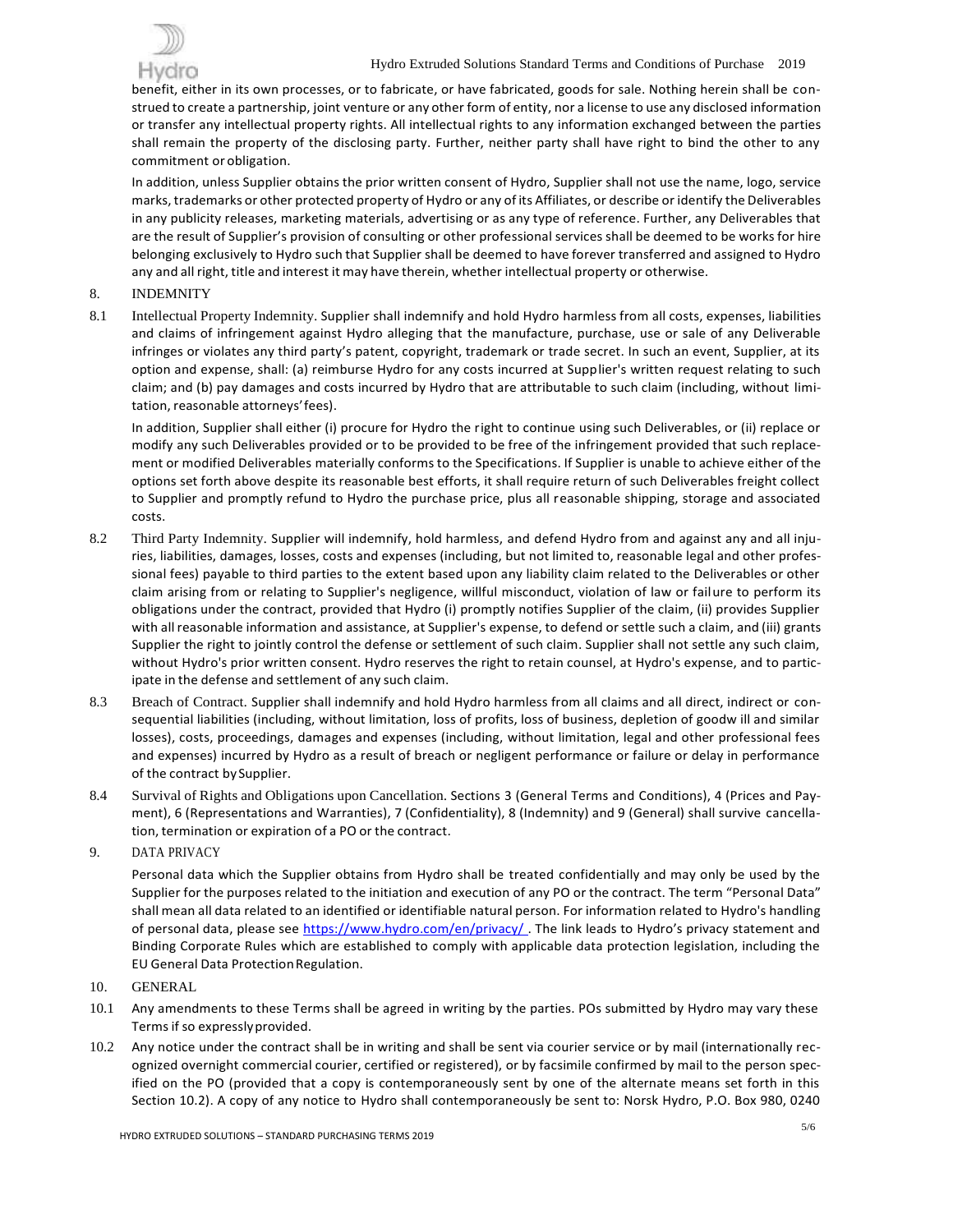benefit, either in its own processes, or to fabricate, or have fabricated, goods for sale. Nothing herein shall be construed to create a partnership, joint venture or any other form of entity, nor a license to use any disclosed information or transfer any intellectual property rights. All intellectual rights to any information exchanged between the parties shall remain the property of the disclosing party. Further, neither party shall have right to bind the other to any commitment or obligation.

In addition, unless Supplier obtains the prior written consent of Hydro, Supplier shall not use the name, logo, service marks, trademarks or other protected property of Hydro or any of its Affiliates, or describe or identify the Deliverables in any publicity releases, marketing materials, advertising or as any type of reference. Further, any Deliverables that are the result of Supplier's provision of consulting or other professional services shall be deemed to be works for hire belonging exclusively to Hydro such that Supplier shall be deemed to have forever transferred and assigned to Hydro any and all right, title and interest it may have therein, whether intellectual property or otherwise.

## 8. INDEMNITY

8.1 Intellectual Property Indemnity. Supplier shall indemnify and hold Hydro harmless from all costs, expenses, liabilities and claims of infringement against Hydro alleging that the manufacture, purchase, use or sale of any Deliverable infringes or violates any third party's patent, copyright, trademark or trade secret. In such an event, Supplier, at its option and expense, shall: (a) reimburse Hydro for any costs incurred at Supplier's written request relating to such claim; and (b) pay damages and costs incurred by Hydro that are attributable to such claim (including, without limitation, reasonable attorneys' fees).

In addition, Supplier shall either (i) procure for Hydro the right to continue using such Deliverables, or (ii) replace or modify any such Deliverables provided or to be provided to be free of the infringement provided that such replacement or modified Deliverables materially conforms to the Specifications. If Supplier is unable to achieve either of the options set forth above despite its reasonable best efforts, it shall require return of such Deliverables freight collect to Supplier and promptly refund to Hydro the purchase price, plus all reasonable shipping, storage and associated costs.

8.2 Third Party Indemnity. Supplier will indemnify, hold harmless, and defend Hydro from and against any and all injuries, liabilities, damages, losses, costs and expenses (including, but not limited to, reasonable legal and other professional fees) payable to third parties to the extent based upon any liability claim related to the Deliverables or other claim arising from or relating to Supplier's negligence, willful misconduct, violation of law or failure to perform its obligations under the contract, provided that Hydro (i) promptly notifies Supplier of the claim, (ii) provides Supplier with all reasonable information and assistance, at Supplier's expense, to defend or settle such a claim, and (iii) grants Supplier the right to jointly control the defense or settlement of such claim. Supplier shall not settle any such claim, without Hydro's prior written consent. Hydro reserves the right to retain counsel, at Hydro's expense, and to participate in the defense and settlement of any such claim.

8.3 Breach of Contract. Supplier shall indemnify and hold Hydro harmless from all claims and all direct, indirect or consequential liabilities (including, without limitation, loss of profits, loss of business, depletion of goodwill and similar losses), costs, proceedings, damages and expenses (including, without limitation, legal and other professional fees and expenses) incurred by Hydro as a result of breach or negligent performance or failure or delay in performance of the contract by Supplier.

8.4 Survival of Rights and Obligations upon Cancellation. Sections 3 (General Terms and Conditions), 4 (Prices and Payment), 6 (Representations and Warranties), 7 (Confidentiality), 8 (Indemnity) and 9 (General) shall survive cancellation, termination or expiration of a PO or the contract.

## 9. DATA PRIVACY

Personal data which the Supplier obtains from Hydro shall be treated confidentially and may only be used by the Supplier for the purposes related to the initiation and execution of any PO or the contract. The term "Personal Data" shall mean all data related to an identified or identifiable natural person. For information related to Hydro's handling of personal data, please see https://www.hydro.com/en/privacy/ . The link leads to Hydro's privacy statement and Binding Corporate Rules which are established to comply with applicable data protection legislation, including the EU General Data Protection Regulation.

## 10. GENERAL

10.1 Any amendments to these Terms shall be agreed in writing by the parties. POs submitted by Hydro may vary these Terms if so expressly provided.

10.2 Any notice under the contract shall be in writing and shall be sent via courier service or by mail (internationally recognized overnight commercial courier, certified or registered), or by facsimile confirmed by mail to the person specified on the PO (provided that a copy is contemporaneously sent by one of the alternate means set forth in this Section 10.2). A copy of any notice to Hydro shall contemporaneously be sent to: Norsk Hydro, P.O. Box 980, 0240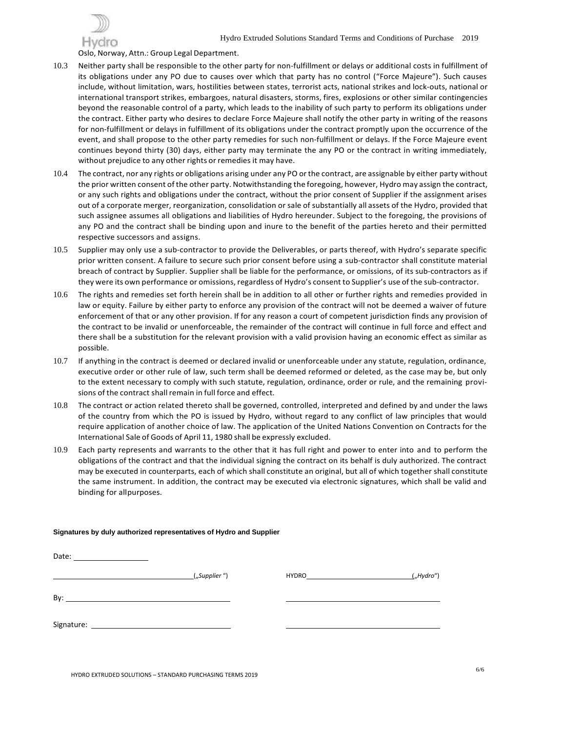Oslo, Norway, Attn.: Group Legal Department.

10.3 Neither party shall be responsible to the other party for non-fulfillment or delays or additional costs in fulfillment of its obligations under any PO due to causes over which that party has no control ("Force Majeure"). Such causes include, without limitation, wars, hostilities between states, terrorist acts, national strikes and lock-outs, national or international transport strikes, embargoes, natural disasters, storms, fires, explosions or other similar contingencies beyond the reasonable control of a party, which leads to the inability of such party to perform its obligations under the contract. Either party who desires to declare Force Majeure shall notify the other party in writing of the reasons for non-fulfillment or delays in fulfillment of its obligations under the contract promptly upon the occurrence of the event, and shall propose to the other party remedies for such non-fulfillment or delays. If the Force Majeure event continues beyond thirty (30) days, either party may terminate the any PO or the contract in writing immediately, without prejudice to any other rights or remedies it may have.

10.4 The contract, nor any rights or obligations arising under any PO or the contract, are assignable by either party without the prior written consent of the other party. Notwithstanding the foregoing, however, Hydro may assign the contract, or any such rights and obligations under the contract, without the prior consent of Supplier if the assignment arises out of a corporate merger, reorganization, consolidation or sale of substantially all assets of the Hydro, provided that such assignee assumes all obligations and liabilities of Hydro hereunder. Subject to the foregoing, the provisions of any PO and the contract shall be binding upon and inure to the benefit of the parties hereto and their permitted respective successors and assigns.

10.5 Supplier may only use a sub-contractor to provide the Deliverables, or parts thereof, with Hydro's separate specific prior written consent. A failure to secure such prior consent before using a sub-contractor shall constitute material breach of contract by Supplier. Supplier shall be liable for the performance, or omissions, of its sub-contractors as if they were its own performance or omissions, regardless of Hydro's consent to Supplier's use of the sub-contractor.

10.6 The rights and remedies set forth herein shall be in addition to all other or further rights and remedies provided in law or equity. Failure by either party to enforce any provision of the contract will not be deemed a waiver of future enforcement of that or any other provision. If for any reason a court of competent jurisdiction finds any provision of the contract to be invalid or unenforceable, the remainder of the contract will continue in full force and effect and there shall be a substitution for the relevant provision with a valid provision having an economic effect as similar as possible.

10.7 If anything in the contract is deemed or declared invalid or unenforceable under any statute, regulation, ordinance, executive order or other rule of law, such term shall be deemed reformed or deleted, as the case may be, but only to the extent necessary to comply with such statute, regulation, ordinance, order or rule, and the remaining provisions of the contract shall remain in full force and effect.

10.8 The contract or action related thereto shall be governed, controlled, interpreted and defined by and under the laws of the country from which the PO is issued by Hydro, without regard to any conflict of law principles that would require application of another choice of law. The application of the United Nations Convention on Contracts for the International Sale of Goods of April 11, 1980 shall be expressly excluded.

10.9 Each party represents and warrants to the other that it has full right and power to enter into and to perform the obligations of the contract and that the individual signing the contract on its behalf is duly authorized. The contract may be executed in counterparts, each of which shall constitute an original, but all of which together shall constitute the same instrument. In addition, the contract may be executed via electronic signatures, which shall be valid and binding for all purposes.

**Signatures by duly authorized representatives of Hydro and Supplier**

Date: ____________________

____________________________________ („*Supplier*") HYDRO ____________________________ („*Hydro*")

By: ____________________________________ ____________________________________

Signature: ______________________________ ____________________________________